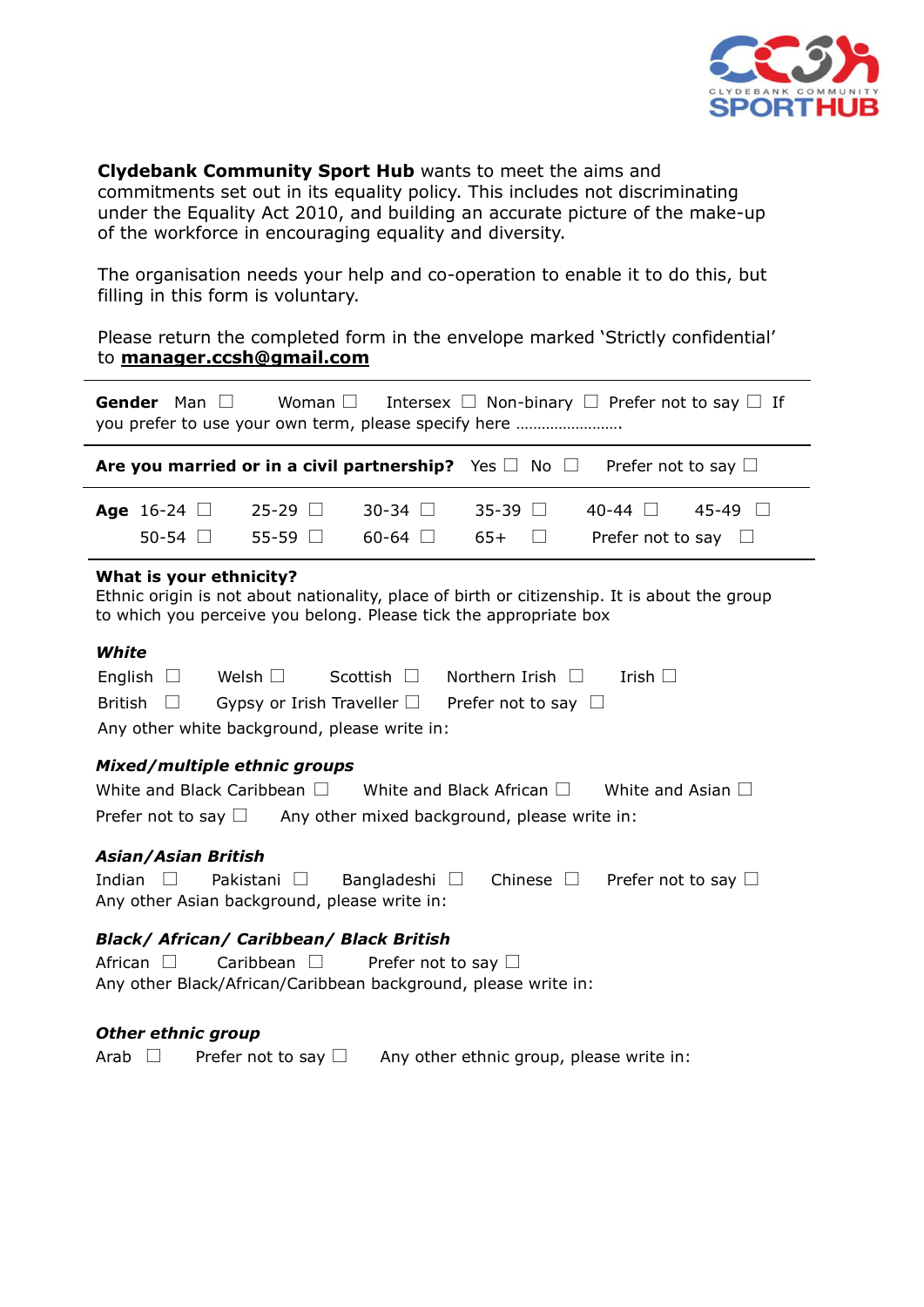**Clydebank Community Sport Hub** wants to meet the aims and commitments set out in its equality policy. This includes not discriminating under the Equality Act 2010, and building an accurate picture of the make-up of the workforce in encouraging equality and diversity.

The organisation needs your help and co-operation to enable it to do this, but filling in this form is voluntary.

Please return the completed form in the envelope marked 'Strictly confidential' to **manager.ccsh@gmail.com**

---

**Gender** Man ☐ Woman ☐ Intersex ☐ Non-binary ☐ Prefer not to say ☐ If you prefer to use your own term, please specify here …………………….

---

**Are you married or in a civil partnership?** Yes ☐ No ☐ Prefer not to say ☐

---

**Age** 16-24 ☐ 25-29 ☐ 30-34 ☐ 35-39 ☐ 40-44 ☐ 45-49 ☐
50-54 ☐ 55-59 ☐ 60-64 ☐ 65+ ☐ Prefer not to say ☐

---

**What is your ethnicity?**
Ethnic origin is not about nationality, place of birth or citizenship. It is about the group to which you perceive you belong. Please tick the appropriate box

***White***

English ☐ Welsh ☐ Scottish ☐ Northern Irish ☐ Irish ☐
British ☐ Gypsy or Irish Traveller ☐ Prefer not to say ☐
Any other white background, please write in:

***Mixed/multiple ethnic groups***

White and Black Caribbean ☐ White and Black African ☐ White and Asian ☐
Prefer not to say ☐ Any other mixed background, please write in:

***Asian/Asian British***

Indian ☐ Pakistani ☐ Bangladeshi ☐ Chinese ☐ Prefer not to say ☐
Any other Asian background, please write in:

***Black/ African/ Caribbean/ Black British***

African ☐ Caribbean ☐ Prefer not to say ☐
Any other Black/African/Caribbean background, please write in:

***Other ethnic group***

Arab ☐ Prefer not to say ☐ Any other ethnic group, please write in: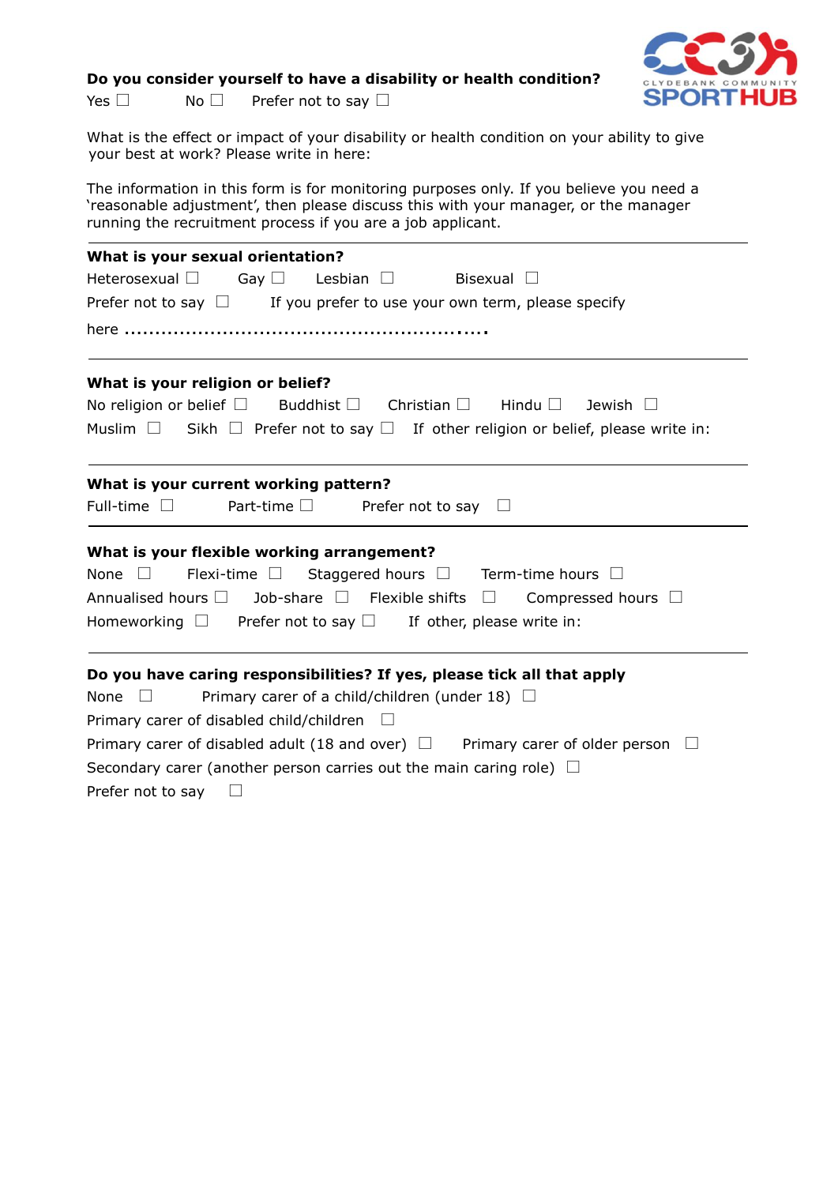**Do you consider yourself to have a disability or health condition?**

Yes ☐ No ☐ Prefer not to say ☐

What is the effect or impact of your disability or health condition on your ability to give your best at work? Please write in here:

The information in this form is for monitoring purposes only. If you believe you need a 'reasonable adjustment', then please discuss this with your manager, or the manager running the recruitment process if you are a job applicant.

---

**What is your sexual orientation?**

Heterosexual ☐ Gay ☐ Lesbian ☐ Bisexual ☐

Prefer not to say ☐ If you prefer to use your own term, please specify here ..........................................................

---

**What is your religion or belief?**

No religion or belief ☐ Buddhist ☐ Christian ☐ Hindu ☐ Jewish ☐

Muslim ☐ Sikh ☐ Prefer not to say ☐ If other religion or belief, please write in:

---

**What is your current working pattern?**

Full-time ☐ Part-time ☐ Prefer not to say ☐

---

**What is your flexible working arrangement?**

None ☐ Flexi-time ☐ Staggered hours ☐ Term-time hours ☐

Annualised hours ☐ Job-share ☐ Flexible shifts ☐ Compressed hours ☐

Homeworking ☐ Prefer not to say ☐ If other, please write in:

---

**Do you have caring responsibilities? If yes, please tick all that apply**

None ☐ Primary carer of a child/children (under 18) ☐

Primary carer of disabled child/children ☐

Primary carer of disabled adult (18 and over) ☐ Primary carer of older person ☐

Secondary carer (another person carries out the main caring role) ☐

Prefer not to say ☐